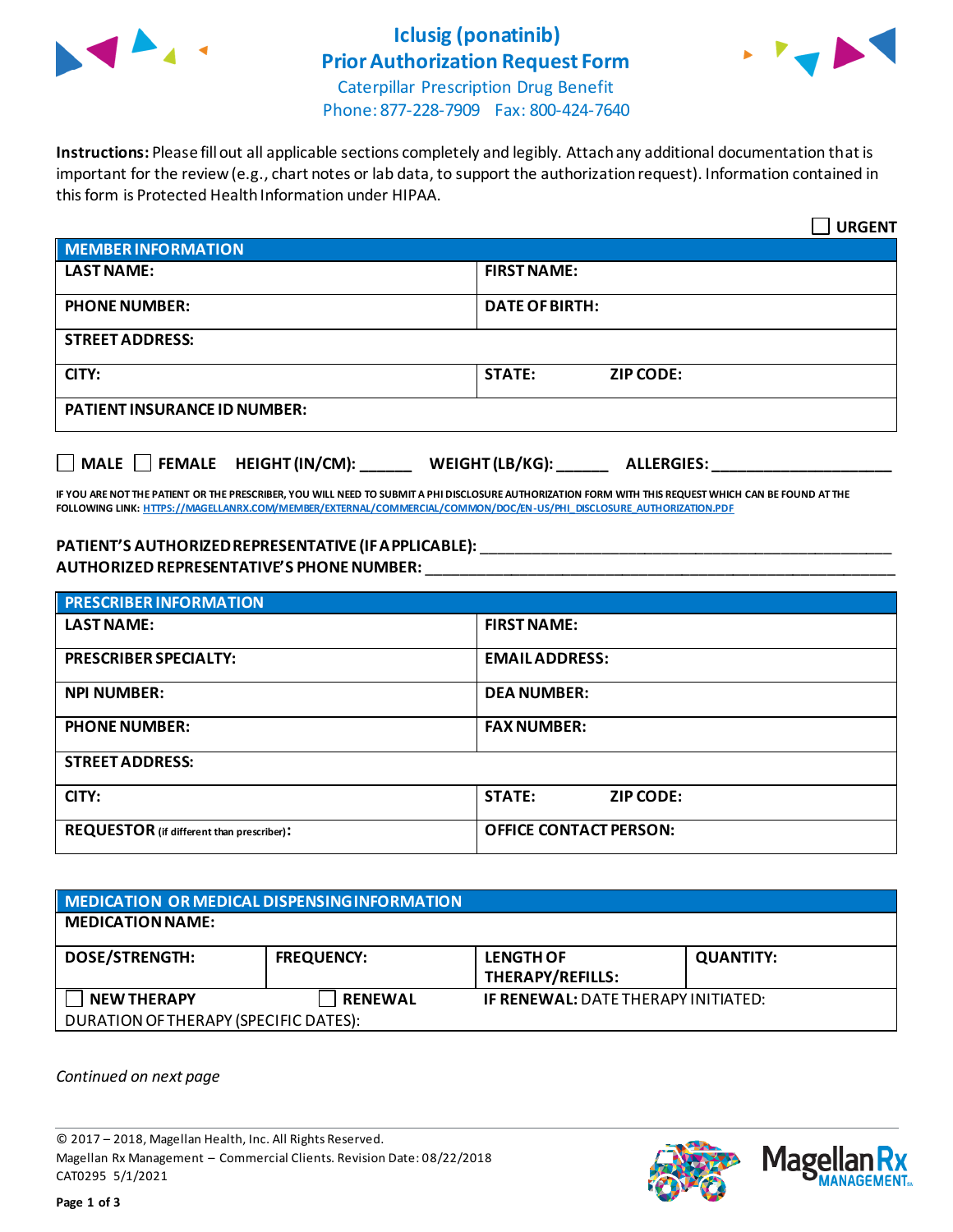# Iclusig (ponatinib)
# Prior Authorization Request Form

Caterpillar Prescription Drug Benefit
Phone: 877-228-7909 Fax: 800-424-7640

**Instructions:** Please fill out all applicable sections completely and legibly. Attach any additional documentation that is important for the review (e.g., chart notes or lab data, to support the authorization request). Information contained in this form is Protected Health Information under HIPAA.

☐ **URGENT**

| **MEMBER INFORMATION** | |
|---|---|
| **LAST NAME:** | **FIRST NAME:** |
| **PHONE NUMBER:** | **DATE OF BIRTH:** |
| **STREET ADDRESS:** | |
| **CITY:** | **STATE:** **ZIP CODE:** |
| **PATIENT INSURANCE ID NUMBER:** | |

☐ **MALE** ☐ **FEMALE** **HEIGHT (IN/CM):** ______ **WEIGHT (LB/KG):** ______ **ALLERGIES:** ____________________

**IF YOU ARE NOT THE PATIENT OR THE PRESCRIBER, YOU WILL NEED TO SUBMIT A PHI DISCLOSURE AUTHORIZATION FORM WITH THIS REQUEST WHICH CAN BE FOUND AT THE FOLLOWING LINK:** HTTPS://MAGELLANRX.COM/MEMBER/EXTERNAL/COMMERCIAL/COMMON/DOC/EN-US/PHI_DISCLOSURE_AUTHORIZATION.PDF

**PATIENT'S AUTHORIZED REPRESENTATIVE (IF APPLICABLE):** ______________________________________________
**AUTHORIZED REPRESENTATIVE'S PHONE NUMBER:** ______________________________________________

| **PRESCRIBER INFORMATION** | |
|---|---|
| **LAST NAME:** | **FIRST NAME:** |
| **PRESCRIBER SPECIALTY:** | **EMAIL ADDRESS:** |
| **NPI NUMBER:** | **DEA NUMBER:** |
| **PHONE NUMBER:** | **FAX NUMBER:** |
| **STREET ADDRESS:** | |
| **CITY:** | **STATE:** **ZIP CODE:** |
| **REQUESTOR** (if different than prescriber)**:** | **OFFICE CONTACT PERSON:** |

| **MEDICATION OR MEDICAL DISPENSING INFORMATION** | | | |
|---|---|---|---|
| **MEDICATION NAME:** | | | |
| **DOSE/STRENGTH:** | **FREQUENCY:** | **LENGTH OF THERAPY/REFILLS:** | **QUANTITY:** |
| ☐ **NEW THERAPY** | ☐ **RENEWAL** | **IF RENEWAL:** DATE THERAPY INITIATED: | |
| DURATION OF THERAPY (SPECIFIC DATES): | | | |

*Continued on next page*

© 2017 – 2018, Magellan Health, Inc. All Rights Reserved.
Magellan Rx Management – Commercial Clients. Revision Date: 08/22/2018
CAT0295 5/1/2021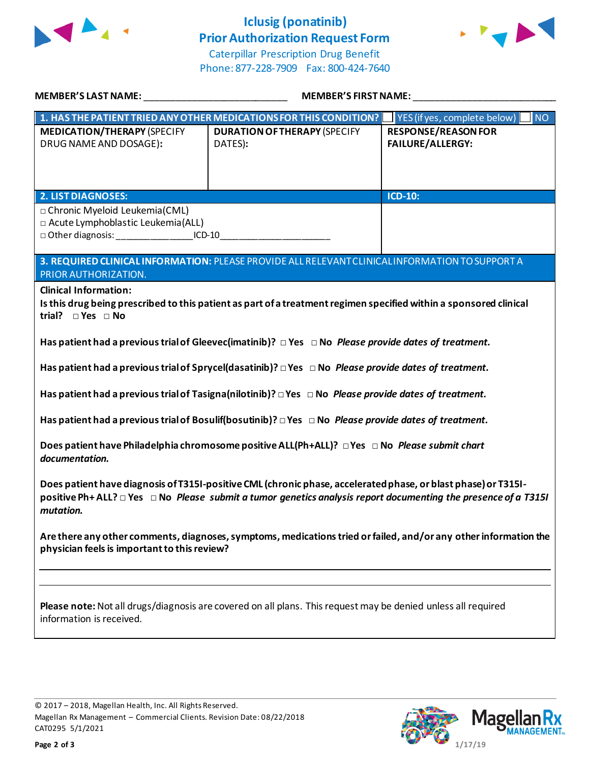# Iclusig (ponatinib)
## Prior Authorization Request Form

Caterpillar Prescription Drug Benefit
Phone: 877-228-7909 Fax: 800-424-7640

**MEMBER'S LAST NAME:** ___________________________ **MEMBER'S FIRST NAME:** ___________________________

| **1. HAS THE PATIENT TRIED ANY OTHER MEDICATIONS FOR THIS CONDITION?** | | ☐ YES (if yes, complete below) ☐ NO |
|---|---|---|
| **MEDICATION/THERAPY** (SPECIFY DRUG NAME AND DOSAGE): | **DURATION OF THERAPY** (SPECIFY DATES): | **RESPONSE/REASON FOR FAILURE/ALLERGY:** |
| | | |

| **2. LIST DIAGNOSES:** | **ICD-10:** |
|---|---|
| □ Chronic Myeloid Leukemia (CML)<br>□ Acute Lymphoblastic Leukemia (ALL)<br>□ Other diagnosis: ______________ICD-10_____________________ | |

**3. REQUIRED CLINICAL INFORMATION:** PLEASE PROVIDE ALL RELEVANT CLINICAL INFORMATION TO SUPPORT A PRIOR AUTHORIZATION.

**Clinical Information:**

**Is this drug being prescribed to this patient as part of a treatment regimen specified within a sponsored clinical trial?** □ **Yes** □ **No**

**Has patient had a previous trial of Gleevec (imatinib)?** □ **Yes** □ **No** ***Please provide dates of treatment.***

**Has patient had a previous trial of Sprycel (dasatinib)?** □ **Yes** □ **No** ***Please provide dates of treatment.***

**Has patient had a previous trial of Tasigna (nilotinib)?** □ **Yes** □ **No** ***Please provide dates of treatment.***

**Has patient had a previous trial of Bosulif (bosutinib)?** □ **Yes** □ **No** ***Please provide dates of treatment.***

**Does patient have Philadelphia chromosome positive ALL (Ph+ALL)?** □ **Yes** □ **No** ***Please submit chart documentation.***

**Does patient have diagnosis of T315I-positive CML (chronic phase, accelerated phase, or blast phase) or T315I-positive Ph+ ALL?** □ **Yes** □ **No** ***Please submit a tumor genetics analysis report documenting the presence of a T315I mutation.***

**Are there any other comments, diagnoses, symptoms, medications tried or failed, and/or any other information the physician feels is important to this review?**

_____________________________________________________________________________

_____________________________________________________________________________

**Please note:** Not all drugs/diagnosis are covered on all plans. This request may be denied unless all required information is received.

© 2017 – 2018, Magellan Health, Inc. All Rights Reserved.
Magellan Rx Management – Commercial Clients. Revision Date: 08/22/2018
CAT0295 5/1/2021

1/17/19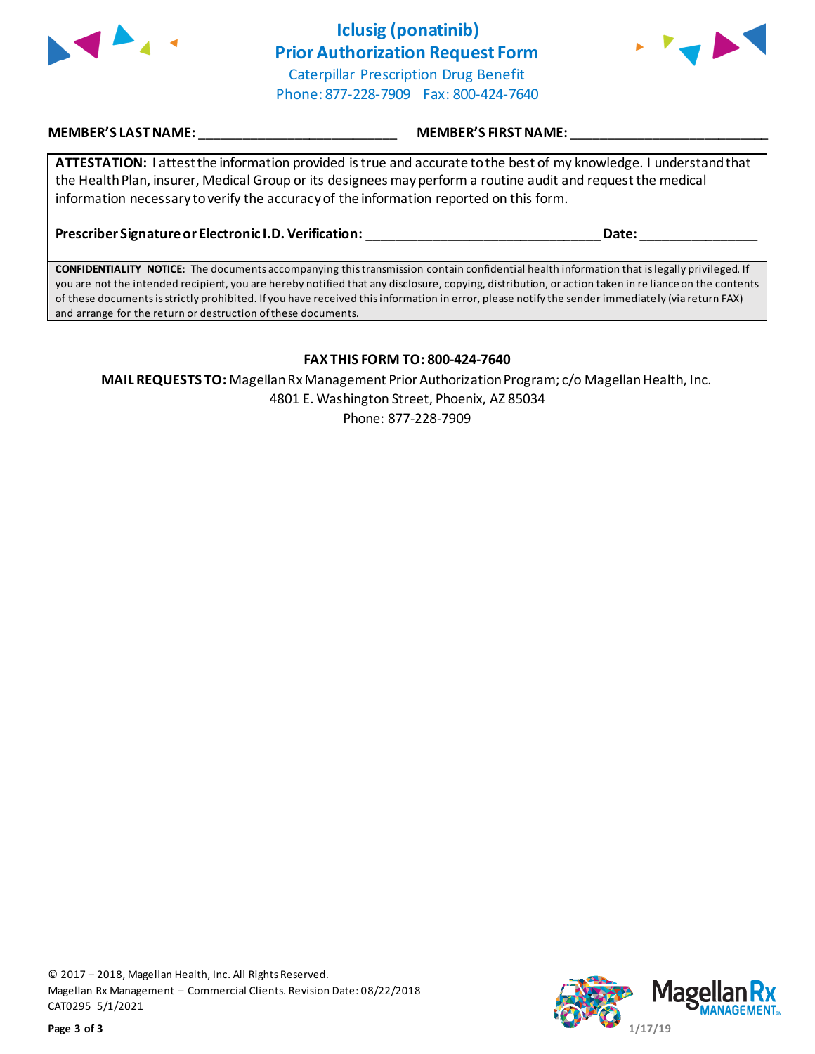# Iclusig (ponatinib) Prior Authorization Request Form

Caterpillar Prescription Drug Benefit
Phone: 877-228-7909 Fax: 800-424-7640

**MEMBER'S LAST NAME:** ___________________________ **MEMBER'S FIRST NAME:** ___________________________

**ATTESTATION:** I attest the information provided is true and accurate to the best of my knowledge. I understand that the Health Plan, insurer, Medical Group or its designees may perform a routine audit and request the medical information necessary to verify the accuracy of the information reported on this form.

**Prescriber Signature or Electronic I.D. Verification:** ________________________________ **Date:** ________________

**CONFIDENTIALITY NOTICE:** The documents accompanying this transmission contain confidential health information that is legally privileged. If you are not the intended recipient, you are hereby notified that any disclosure, copying, distribution, or action taken in reliance on the contents of these documents is strictly prohibited. If you have received this information in error, please notify the sender immediately (via return FAX) and arrange for the return or destruction of these documents.

**FAX THIS FORM TO: 800-424-7640**

**MAIL REQUESTS TO:** Magellan Rx Management Prior Authorization Program; c/o Magellan Health, Inc.
4801 E. Washington Street, Phoenix, AZ 85034
Phone: 877-228-7909

© 2017 – 2018, Magellan Health, Inc. All Rights Reserved.
Magellan Rx Management – Commercial Clients. Revision Date: 08/22/2018
CAT0295 5/1/2021

1/17/19